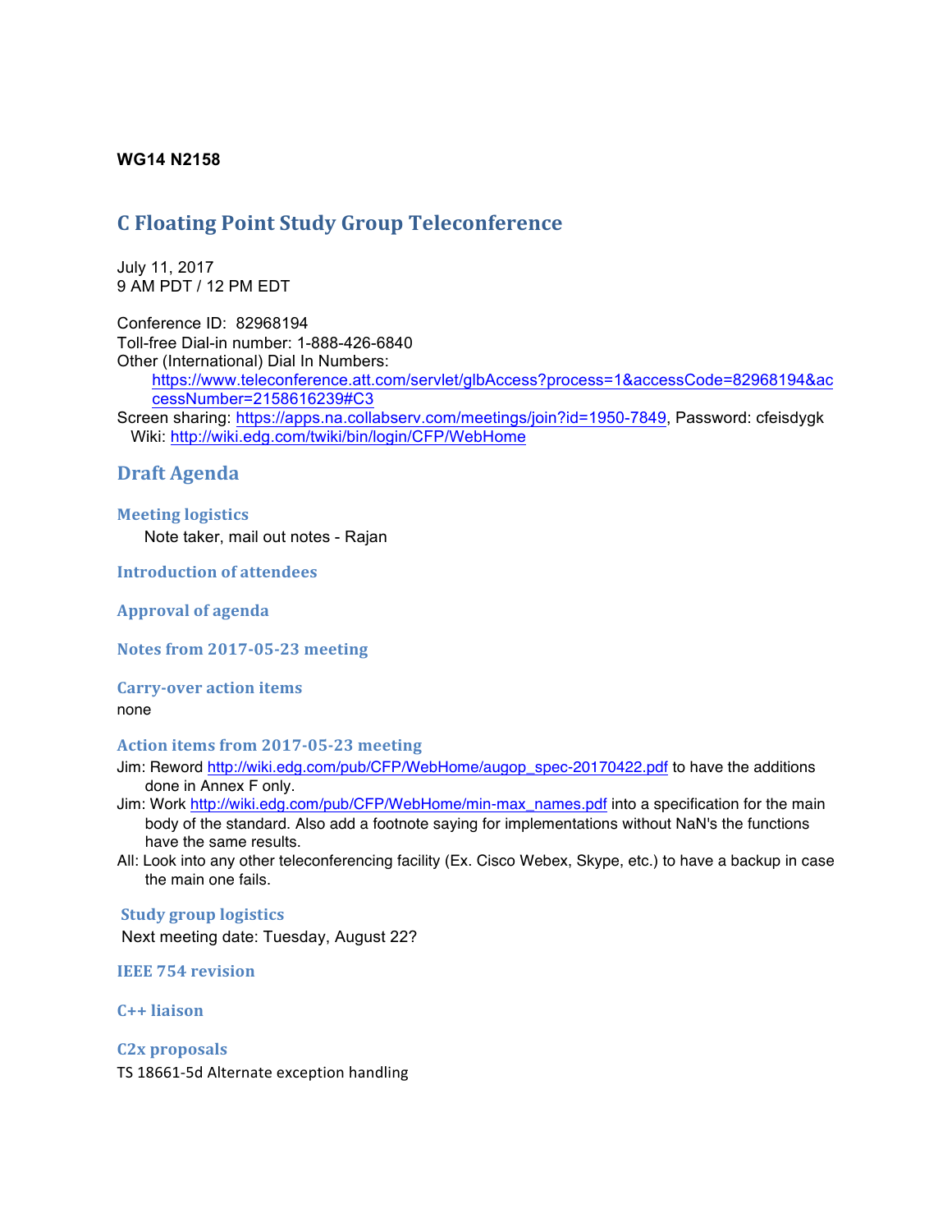**WG14 N2158**

# C Floating Point Study Group Teleconference

July 11, 2017
9 AM PDT / 12 PM EDT

Conference ID: 82968194
Toll-free Dial-in number: 1-888-426-6840
Other (International) Dial In Numbers:
https://www.teleconference.att.com/servlet/glbAccess?process=1&accessCode=82968194&accessNumber=2158616239#C3
Screen sharing: https://apps.na.collabserv.com/meetings/join?id=1950-7849, Password: cfeisdygk
Wiki: http://wiki.edg.com/twiki/bin/login/CFP/WebHome

## Draft Agenda

### Meeting logistics

Note taker, mail out notes - Rajan

### Introduction of attendees

### Approval of agenda

### Notes from 2017-05-23 meeting

### Carry-over action items

none

### Action items from 2017-05-23 meeting

Jim: Reword http://wiki.edg.com/pub/CFP/WebHome/augop_spec-20170422.pdf to have the additions done in Annex F only.
Jim: Work http://wiki.edg.com/pub/CFP/WebHome/min-max_names.pdf into a specification for the main body of the standard. Also add a footnote saying for implementations without NaN's the functions have the same results.
All: Look into any other teleconferencing facility (Ex. Cisco Webex, Skype, etc.) to have a backup in case the main one fails.

### Study group logistics

Next meeting date: Tuesday, August 22?

### IEEE 754 revision

### C++ liaison

### C2x proposals

TS 18661-5d Alternate exception handling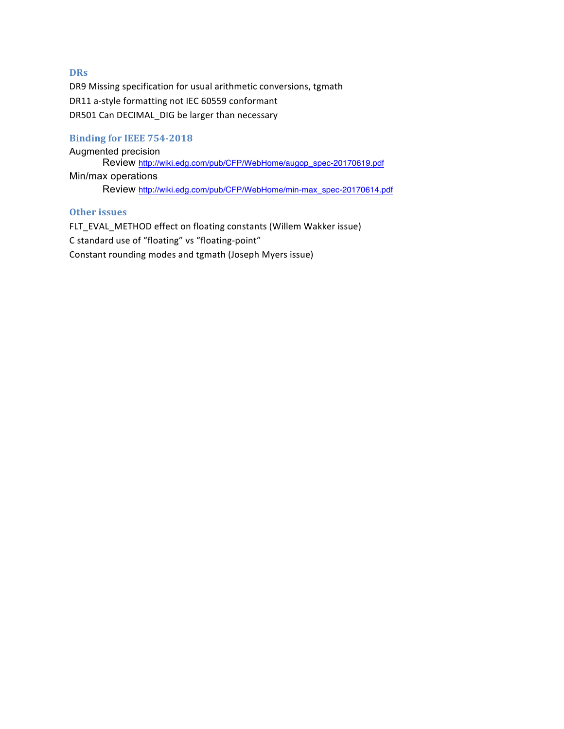## DRs

DR9 Missing specification for usual arithmetic conversions, tgmath

DR11 a-style formatting not IEC 60559 conformant

DR501 Can DECIMAL_DIG be larger than necessary

## Binding for IEEE 754-2018

Augmented precision

- Review http://wiki.edg.com/pub/CFP/WebHome/augop_spec-20170619.pdf

Min/max operations

- Review http://wiki.edg.com/pub/CFP/WebHome/min-max_spec-20170614.pdf

## Other issues

FLT_EVAL_METHOD effect on floating constants (Willem Wakker issue)

C standard use of "floating" vs "floating-point"

Constant rounding modes and tgmath (Joseph Myers issue)